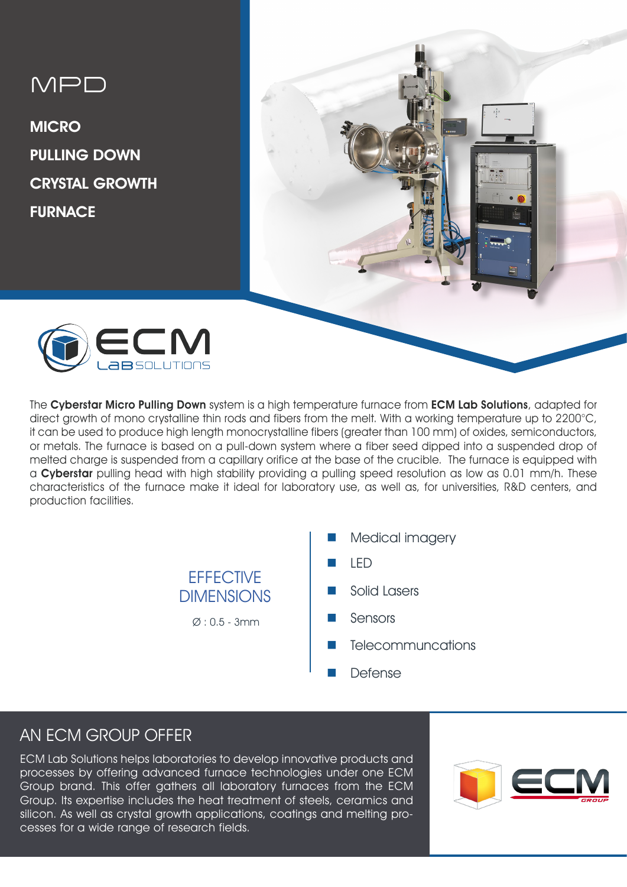# MPD

## MICRO PULLING DOWN CRYSTAL GROWTH FURNACE

ECM LaB SOLUTIONS

The **Cyberstar Micro Pulling Down** system is a high temperature furnace from **ECM Lab Solutions**, adapted for direct growth of mono crystalline thin rods and fibers from the melt. With a working temperature up to 2200°C, it can be used to produce high length monocrystalline fibers (greater than 100 mm) of oxides, semiconductors, or metals. The furnace is based on a pull-down system where a fiber seed dipped into a suspended drop of melted charge is suspended from a capillary orifice at the base of the crucible. The furnace is equipped with a **Cyberstar** pulling head with high stability providing a pulling speed resolution as low as 0.01 mm/h. These characteristics of the furnace make it ideal for laboratory use, as well as, for universities, R&D centers, and production facilities.

### EFFECTIVE DIMENSIONS

Ø : 0.5 - 3mm

- Medical imagery
- LED
- Solid Lasers
- Sensors
- Telecommuncations
- Defense

## AN ECM GROUP OFFER

ECM Lab Solutions helps laboratories to develop innovative products and processes by offering advanced furnace technologies under one ECM Group brand. This offer gathers all laboratory furnaces from the ECM Group. Its expertise includes the heat treatment of steels, ceramics and silicon. As well as crystal growth applications, coatings and melting processes for a wide range of research fields.

ECM GROUP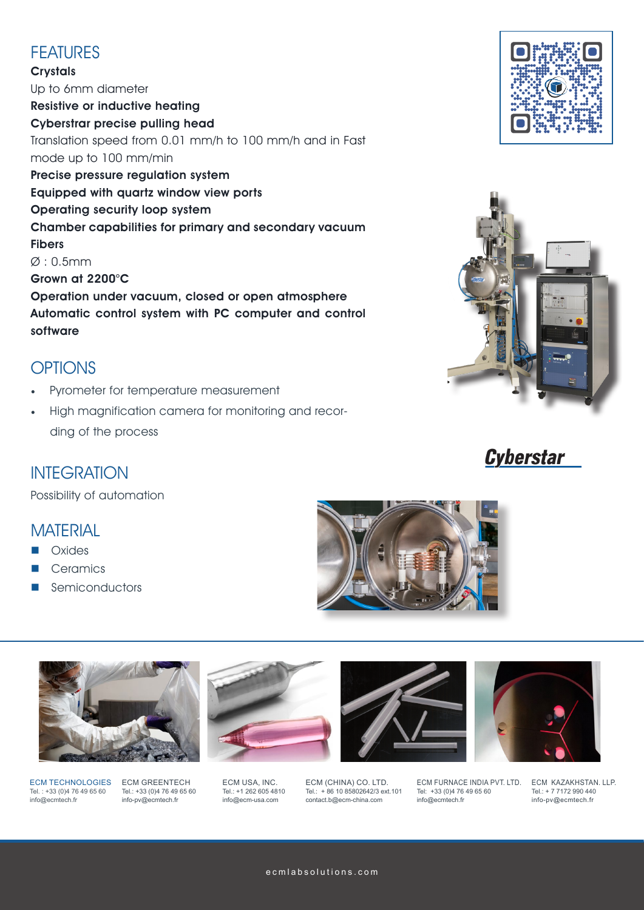## FEATURES

**Crystals**

Up to 6mm diameter

**Resistive or inductive heating**

**Cyberstrar precise pulling head**

Translation speed from 0.01 mm/h to 100 mm/h and in Fast mode up to 100 mm/min

**Precise pressure regulation system**

**Equipped with quartz window view ports**

**Operating security loop system**

**Chamber capabilities for primary and secondary vacuum**

**Fibers**

Ø : 0.5mm

**Grown at 2200°C**

**Operation under vacuum, closed or open atmosphere**

**Automatic control system with PC computer and control software**

## OPTIONS

- Pyrometer for temperature measurement
- High magnification camera for monitoring and recording of the process

## INTEGRATION

Possibility of automation

## MATERIAL

- Oxides
- Ceramics
- Semiconductors

*Cyberstar*

ECM TECHNOLOGIES
Tel. : +33 (0)4 76 49 65 60
info@ecmtech.fr

ECM GREENTECH
Tel.: +33 (0)4 76 49 65 60
info-pv@ecmtech.fr

ECM USA, INC.
Tel.: +1 262 605 4810
info@ecm-usa.com

ECM (CHINA) CO. LTD.
Tel.: + 86 10 85802642/3 ext.101
contact.b@ecm-china.com

ECM FURNACE INDIA PVT. LTD.
Tel: +33 (0)4 76 49 65 60
info@ecmtech.fr

ECM KAZAKHSTAN. LLP.
Tel.: + 7 7172 990 440
info-pv@ecmtech.fr

ecmlabsolutions.com